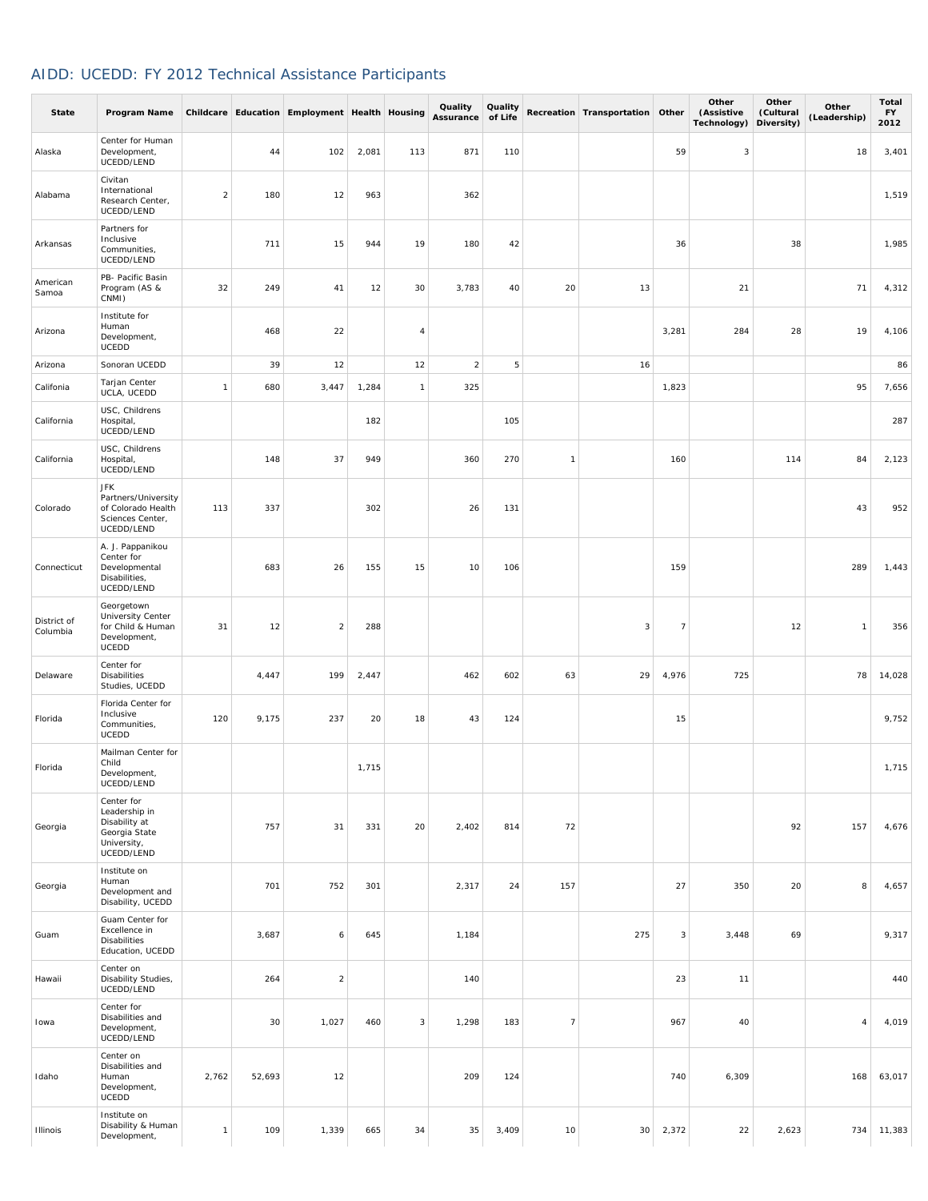# AIDD: UCEDD: FY 2012 Technical Assistance Participants

| State | Program Name | Childcare | Education | Employment | Health | Housing | Quality Assurance | Quality of Life | Recreation | Transportation | Other | Other (Assistive Technology) | Other (Cultural Diversity) | Other (Leadership) | Total FY 2012 |
|---|---|---|---|---|---|---|---|---|---|---|---|---|---|---|---|
| Alaska | Center for Human Development, UCEDD/LEND | | 44 | 102 | 2,081 | 113 | 871 | 110 | | | 59 | 3 | | 18 | 3,401 |
| Alabama | Civitan International Research Center, UCEDD/LEND | 2 | 180 | 12 | 963 | | 362 | | | | | | | | 1,519 |
| Arkansas | Partners for Inclusive Communities, UCEDD/LEND | | 711 | 15 | 944 | 19 | 180 | 42 | | | 36 | | 38 | | 1,985 |
| American Samoa | PB- Pacific Basin Program (AS & CNMI) | 32 | 249 | 41 | 12 | 30 | 3,783 | 40 | 20 | 13 | | 21 | | 71 | 4,312 |
| Arizona | Institute for Human Development, UCEDD | | 468 | 22 | | 4 | | | | | 3,281 | 284 | 28 | 19 | 4,106 |
| Arizona | Sonoran UCEDD | | 39 | 12 | | 12 | 2 | 5 | | 16 | | | | | 86 |
| Califonia | Tarjan Center UCLA, UCEDD | 1 | 680 | 3,447 | 1,284 | 1 | 325 | | | | 1,823 | | | 95 | 7,656 |
| California | USC, Childrens Hospital, UCEDD/LEND | | | | 182 | | | 105 | | | | | | | 287 |
| California | USC, Childrens Hospital, UCEDD/LEND | | 148 | 37 | 949 | | 360 | 270 | 1 | | 160 | | 114 | 84 | 2,123 |
| Colorado | JFK Partners/University of Colorado Health Sciences Center, UCEDD/LEND | 113 | 337 | | 302 | | 26 | 131 | | | | | | 43 | 952 |
| Connecticut | A. J. Pappanikou Center for Developmental Disabilities, UCEDD/LEND | | 683 | 26 | 155 | 15 | 10 | 106 | | | 159 | | | 289 | 1,443 |
| District of Columbia | Georgetown University Center for Child & Human Development, UCEDD | 31 | 12 | 2 | 288 | | | | | 3 | 7 | | 12 | 1 | 356 |
| Delaware | Center for Disabilities Studies, UCEDD | | 4,447 | 199 | 2,447 | | 462 | 602 | 63 | 29 | 4,976 | 725 | | 78 | 14,028 |
| Florida | Florida Center for Inclusive Communities, UCEDD | 120 | 9,175 | 237 | 20 | 18 | 43 | 124 | | | 15 | | | | 9,752 |
| Florida | Mailman Center for Child Development, UCEDD/LEND | | | | 1,715 | | | | | | | | | | 1,715 |
| Georgia | Center for Leadership in Disability at Georgia State University, UCEDD/LEND | | 757 | 31 | 331 | 20 | 2,402 | 814 | 72 | | | | 92 | 157 | 4,676 |
| Georgia | Institute on Human Development and Disability, UCEDD | | 701 | 752 | 301 | | 2,317 | 24 | 157 | | 27 | 350 | 20 | 8 | 4,657 |
| Guam | Guam Center for Excellence in Disabilities Education, UCEDD | | 3,687 | 6 | 645 | | 1,184 | | | 275 | 3 | 3,448 | 69 | | 9,317 |
| Hawaii | Center on Disability Studies, UCEDD/LEND | | 264 | 2 | | | 140 | | | | 23 | 11 | | | 440 |
| Iowa | Center for Disabilities and Development, UCEDD/LEND | | 30 | 1,027 | 460 | 3 | 1,298 | 183 | 7 | | 967 | 40 | | 4 | 4,019 |
| Idaho | Center on Disabilities and Human Development, UCEDD | 2,762 | 52,693 | 12 | | | 209 | 124 | | | 740 | 6,309 | | 168 | 63,017 |
| Illinois | Institute on Disability & Human Development, | 1 | 109 | 1,339 | 665 | 34 | 35 | 3,409 | 10 | 30 | 2,372 | 22 | 2,623 | 734 | 11,383 |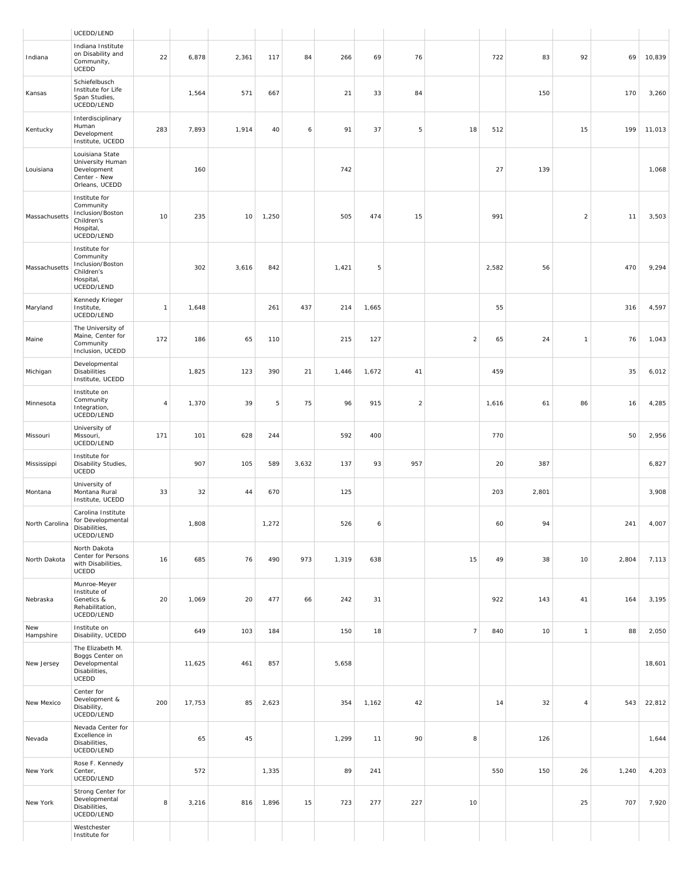| | | | | | | | | | | | | | | | |
|---|---|---|---|---|---|---|---|---|---|---|---|---|---|---|---|
| | UCEDD/LEND | | | | | | | | | | | | | | |
| Indiana | Indiana Institute on Disability and Community, UCEDD | 22 | 6,878 | 2,361 | 117 | 84 | 266 | 69 | 76 | | 722 | 83 | 92 | 69 | 10,839 |
| Kansas | Schiefelbusch Institute for Life Span Studies, UCEDD/LEND | | 1,564 | 571 | 667 | | 21 | 33 | 84 | | | 150 | | 170 | 3,260 |
| Kentucky | Interdisciplinary Human Development Institute, UCEDD | 283 | 7,893 | 1,914 | 40 | 6 | 91 | 37 | 5 | 18 | 512 | | 15 | 199 | 11,013 |
| Louisiana | Louisiana State University Human Development Center - New Orleans, UCEDD | | 160 | | | | 742 | | | | 27 | 139 | | | 1,068 |
| Massachusetts | Institute for Community Inclusion/Boston Children's Hospital, UCEDD/LEND | 10 | 235 | 10 | 1,250 | | 505 | 474 | 15 | | 991 | | 2 | 11 | 3,503 |
| Massachusetts | Institute for Community Inclusion/Boston Children's Hospital, UCEDD/LEND | | 302 | 3,616 | 842 | | 1,421 | 5 | | | 2,582 | 56 | | 470 | 9,294 |
| Maryland | Kennedy Krieger Institute, UCEDD/LEND | 1 | 1,648 | | 261 | 437 | 214 | 1,665 | | | 55 | | | 316 | 4,597 |
| Maine | The University of Maine, Center for Community Inclusion, UCEDD | 172 | 186 | 65 | 110 | | 215 | 127 | | 2 | 65 | 24 | 1 | 76 | 1,043 |
| Michigan | Developmental Disabilities Institute, UCEDD | | 1,825 | 123 | 390 | 21 | 1,446 | 1,672 | 41 | | 459 | | | 35 | 6,012 |
| Minnesota | Institute on Community Integration, UCEDD/LEND | 4 | 1,370 | 39 | 5 | 75 | 96 | 915 | 2 | | 1,616 | 61 | 86 | 16 | 4,285 |
| Missouri | University of Missouri, UCEDD/LEND | 171 | 101 | 628 | 244 | | 592 | 400 | | | 770 | | | 50 | 2,956 |
| Mississippi | Institute for Disability Studies, UCEDD | | 907 | 105 | 589 | 3,632 | 137 | 93 | 957 | | 20 | 387 | | | 6,827 |
| Montana | University of Montana Rural Institute, UCEDD | 33 | 32 | 44 | 670 | | 125 | | | | 203 | 2,801 | | | 3,908 |
| North Carolina | Carolina Institute for Developmental Disabilities, UCEDD/LEND | | 1,808 | | 1,272 | | 526 | 6 | | | 60 | 94 | | 241 | 4,007 |
| North Dakota | North Dakota Center for Persons with Disabilities, UCEDD | 16 | 685 | 76 | 490 | 973 | 1,319 | 638 | | 15 | 49 | 38 | 10 | 2,804 | 7,113 |
| Nebraska | Munroe-Meyer Institute of Genetics & Rehabilitation, UCEDD/LEND | 20 | 1,069 | 20 | 477 | 66 | 242 | 31 | | | 922 | 143 | 41 | 164 | 3,195 |
| New Hampshire | Institute on Disability, UCEDD | | 649 | 103 | 184 | | 150 | 18 | | 7 | 840 | 10 | 1 | 88 | 2,050 |
| New Jersey | The Elizabeth M. Boggs Center on Developmental Disabilities, UCEDD | | 11,625 | 461 | 857 | | 5,658 | | | | | | | | 18,601 |
| New Mexico | Center for Development & Disability, UCEDD/LEND | 200 | 17,753 | 85 | 2,623 | | 354 | 1,162 | 42 | | 14 | 32 | 4 | 543 | 22,812 |
| Nevada | Nevada Center for Excellence in Disabilities, UCEDD/LEND | | 65 | 45 | | | 1,299 | 11 | 90 | 8 | | 126 | | | 1,644 |
| New York | Rose F. Kennedy Center, UCEDD/LEND | | 572 | | 1,335 | | 89 | 241 | | | 550 | 150 | 26 | 1,240 | 4,203 |
| New York | Strong Center for Developmental Disabilities, UCEDD/LEND | 8 | 3,216 | 816 | 1,896 | 15 | 723 | 277 | 227 | 10 | | | 25 | 707 | 7,920 |
| | Westchester Institute for | | | | | | | | | | | | | | |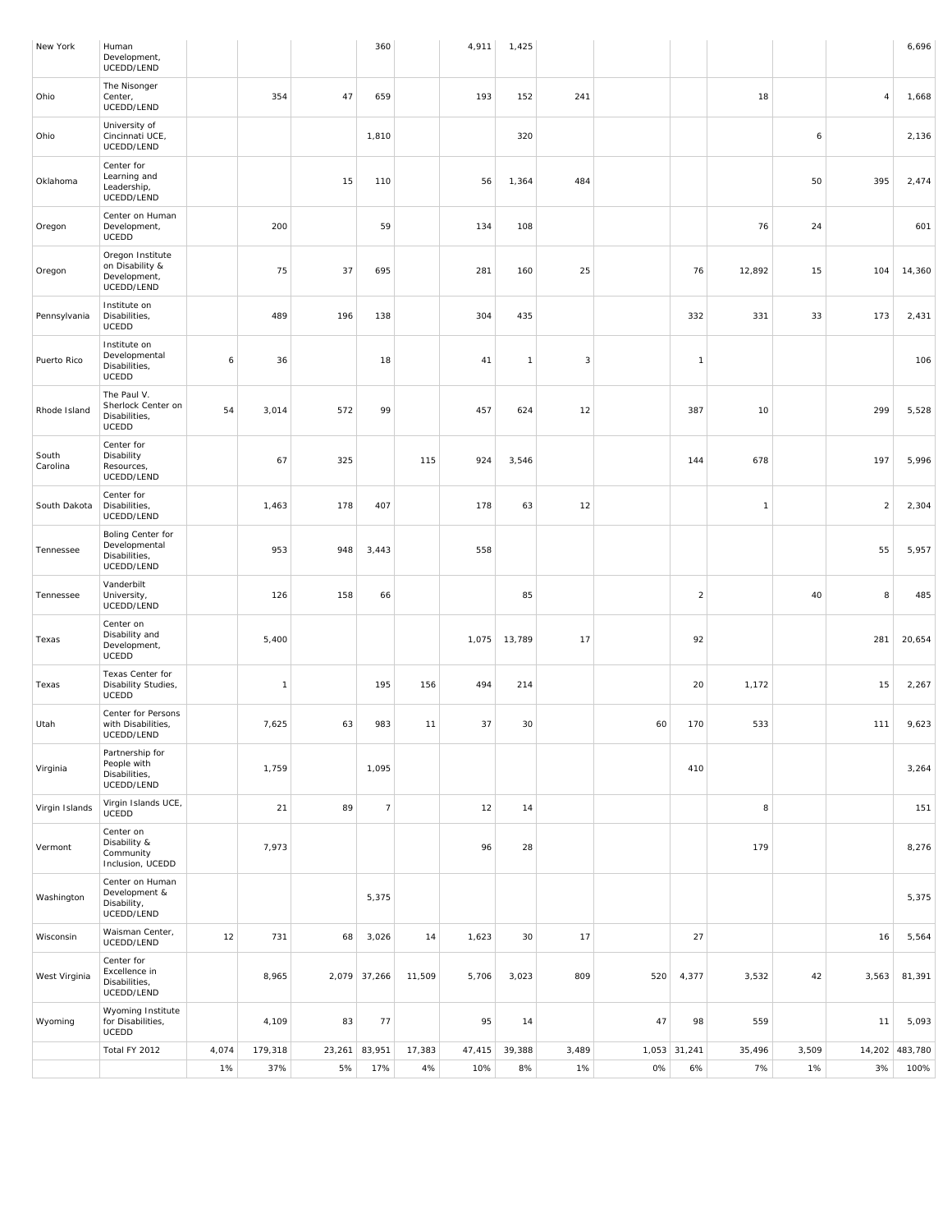| | | | | | | | | | | | | | | | |
|---|---|---|---|---|---|---|---|---|---|---|---|---|---|---|---|
| New York | Human Development, UCEDD/LEND | | | | 360 | | 4,911 | 1,425 | | | | | | | 6,696 |
| Ohio | The Nisonger Center, UCEDD/LEND | | 354 | 47 | 659 | | 193 | 152 | 241 | | | 18 | | 4 | 1,668 |
| Ohio | University of Cincinnati UCE, UCEDD/LEND | | | | 1,810 | | | 320 | | | | | 6 | | 2,136 |
| Oklahoma | Center for Learning and Leadership, UCEDD/LEND | | | 15 | 110 | | 56 | 1,364 | 484 | | | | 50 | 395 | 2,474 |
| Oregon | Center on Human Development, UCEDD | | 200 | | 59 | | 134 | 108 | | | | 76 | 24 | | 601 |
| Oregon | Oregon Institute on Disability & Development, UCEDD/LEND | | 75 | 37 | 695 | | 281 | 160 | 25 | | 76 | 12,892 | 15 | 104 | 14,360 |
| Pennsylvania | Institute on Disabilities, UCEDD | | 489 | 196 | 138 | | 304 | 435 | | | 332 | 331 | 33 | 173 | 2,431 |
| Puerto Rico | Institute on Developmental Disabilities, UCEDD | 6 | 36 | | 18 | | 41 | 1 | 3 | | 1 | | | | 106 |
| Rhode Island | The Paul V. Sherlock Center on Disabilities, UCEDD | 54 | 3,014 | 572 | 99 | | 457 | 624 | 12 | | 387 | 10 | | 299 | 5,528 |
| South Carolina | Center for Disability Resources, UCEDD/LEND | | 67 | 325 | | 115 | 924 | 3,546 | | | 144 | 678 | | 197 | 5,996 |
| South Dakota | Center for Disabilities, UCEDD/LEND | | 1,463 | 178 | 407 | | 178 | 63 | 12 | | | 1 | | 2 | 2,304 |
| Tennessee | Boling Center for Developmental Disabilities, UCEDD/LEND | | 953 | 948 | 3,443 | | 558 | | | | | | | 55 | 5,957 |
| Tennessee | Vanderbilt University, UCEDD/LEND | | 126 | 158 | 66 | | | 85 | | | 2 | | 40 | 8 | 485 |
| Texas | Center on Disability and Development, UCEDD | | 5,400 | | | | 1,075 | 13,789 | 17 | | 92 | | | 281 | 20,654 |
| Texas | Texas Center for Disability Studies, UCEDD | | 1 | | 195 | 156 | 494 | 214 | | | 20 | 1,172 | | 15 | 2,267 |
| Utah | Center for Persons with Disabilities, UCEDD/LEND | | 7,625 | 63 | 983 | 11 | 37 | 30 | | 60 | 170 | 533 | | 111 | 9,623 |
| Virginia | Partnership for People with Disabilities, UCEDD/LEND | | 1,759 | | 1,095 | | | | | | 410 | | | | 3,264 |
| Virgin Islands | Virgin Islands UCE, UCEDD | | 21 | 89 | 7 | | 12 | 14 | | | | 8 | | | 151 |
| Vermont | Center on Disability & Community Inclusion, UCEDD | | 7,973 | | | | 96 | 28 | | | | 179 | | | 8,276 |
| Washington | Center on Human Development & Disability, UCEDD/LEND | | | | 5,375 | | | | | | | | | | 5,375 |
| Wisconsin | Waisman Center, UCEDD/LEND | 12 | 731 | 68 | 3,026 | 14 | 1,623 | 30 | 17 | | 27 | | | 16 | 5,564 |
| West Virginia | Center for Excellence in Disabilities, UCEDD/LEND | | 8,965 | 2,079 | 37,266 | 11,509 | 5,706 | 3,023 | 809 | 520 | 4,377 | 3,532 | 42 | 3,563 | 81,391 |
| Wyoming | Wyoming Institute for Disabilities, UCEDD | | 4,109 | 83 | 77 | | 95 | 14 | | 47 | 98 | 559 | | 11 | 5,093 |
| | Total FY 2012 | 4,074 | 179,318 | 23,261 | 83,951 | 17,383 | 47,415 | 39,388 | 3,489 | 1,053 | 31,241 | 35,496 | 3,509 | 14,202 | 483,780 |
| | | 1% | 37% | 5% | 17% | 4% | 10% | 8% | 1% | 0% | 6% | 7% | 1% | 3% | 100% |